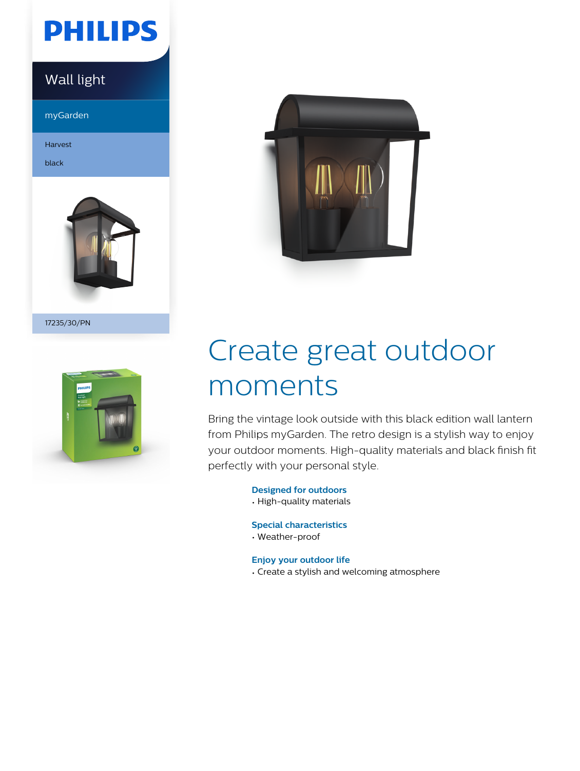PHILIPS

Wall light

myGarden

Harvest

black

17235/30/PN

# Create great outdoor moments

Bring the vintage look outside with this black edition wall lantern from Philips myGarden. The retro design is a stylish way to enjoy your outdoor moments. High-quality materials and black finish fit perfectly with your personal style.

**Designed for outdoors**
- High-quality materials

**Special characteristics**
- Weather-proof

**Enjoy your outdoor life**
- Create a stylish and welcoming atmosphere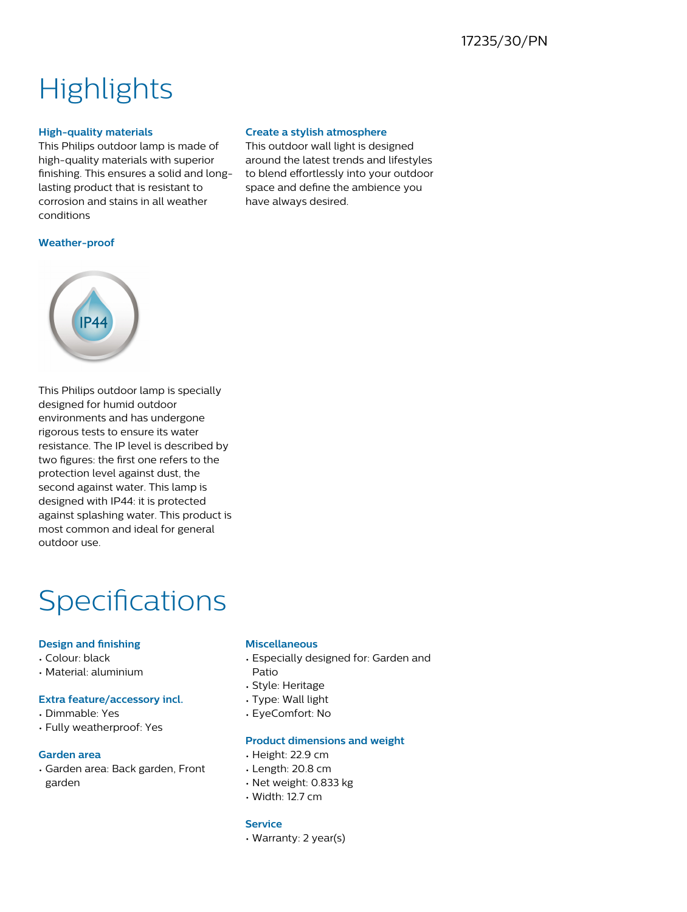17235/30/PN

# Highlights

### High-quality materials

This Philips outdoor lamp is made of high-quality materials with superior finishing. This ensures a solid and long-lasting product that is resistant to corrosion and stains in all weather conditions

### Weather-proof

This Philips outdoor lamp is specially designed for humid outdoor environments and has undergone rigorous tests to ensure its water resistance. The IP level is described by two figures: the first one refers to the protection level against dust, the second against water. This lamp is designed with IP44: it is protected against splashing water. This product is most common and ideal for general outdoor use.

### Create a stylish atmosphere

This outdoor wall light is designed around the latest trends and lifestyles to blend effortlessly into your outdoor space and define the ambience you have always desired.

# Specifications

### Design and finishing

- Colour: black
- Material: aluminium

### Extra feature/accessory incl.

- Dimmable: Yes
- Fully weatherproof: Yes

### Garden area

- Garden area: Back garden, Front garden

### Miscellaneous

- Especially designed for: Garden and Patio
- Style: Heritage
- Type: Wall light
- EyeComfort: No

### Product dimensions and weight

- Height: 22.9 cm
- Length: 20.8 cm
- Net weight: 0.833 kg
- Width: 12.7 cm

### Service

- Warranty: 2 year(s)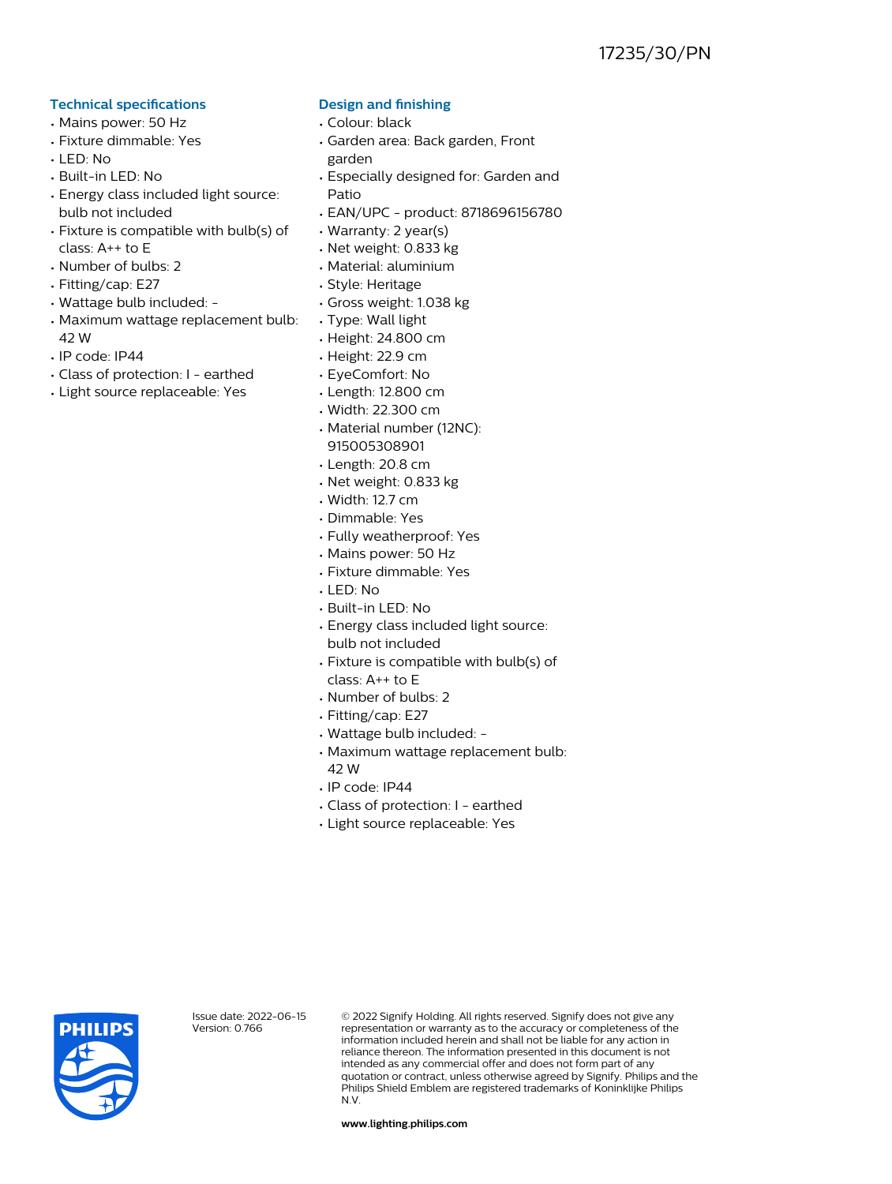17235/30/PN

## Technical specifications

- Mains power: 50 Hz
- Fixture dimmable: Yes
- LED: No
- Built-in LED: No
- Energy class included light source: bulb not included
- Fixture is compatible with bulb(s) of class: A++ to E
- Number of bulbs: 2
- Fitting/cap: E27
- Wattage bulb included: -
- Maximum wattage replacement bulb: 42 W
- IP code: IP44
- Class of protection: I - earthed
- Light source replaceable: Yes

## Design and finishing

- Colour: black
- Garden area: Back garden, Front garden
- Especially designed for: Garden and Patio
- EAN/UPC - product: 8718696156780
- Warranty: 2 year(s)
- Net weight: 0.833 kg
- Material: aluminium
- Style: Heritage
- Gross weight: 1.038 kg
- Type: Wall light
- Height: 24.800 cm
- Height: 22.9 cm
- EyeComfort: No
- Length: 12.800 cm
- Width: 22.300 cm
- Material number (12NC): 915005308901
- Length: 20.8 cm
- Net weight: 0.833 kg
- Width: 12.7 cm
- Dimmable: Yes
- Fully weatherproof: Yes
- Mains power: 50 Hz
- Fixture dimmable: Yes
- LED: No
- Built-in LED: No
- Energy class included light source: bulb not included
- Fixture is compatible with bulb(s) of class: A++ to E
- Number of bulbs: 2
- Fitting/cap: E27
- Wattage bulb included: -
- Maximum wattage replacement bulb: 42 W
- IP code: IP44
- Class of protection: I - earthed
- Light source replaceable: Yes

PHILIPS

Issue date: 2022-06-15
Version: 0.766

© 2022 Signify Holding. All rights reserved. Signify does not give any representation or warranty as to the accuracy or completeness of the information included herein and shall not be liable for any action in reliance thereon. The information presented in this document is not intended as any commercial offer and does not form part of any quotation or contract, unless otherwise agreed by Signify. Philips and the Philips Shield Emblem are registered trademarks of Koninklijke Philips N.V.

**www.lighting.philips.com**